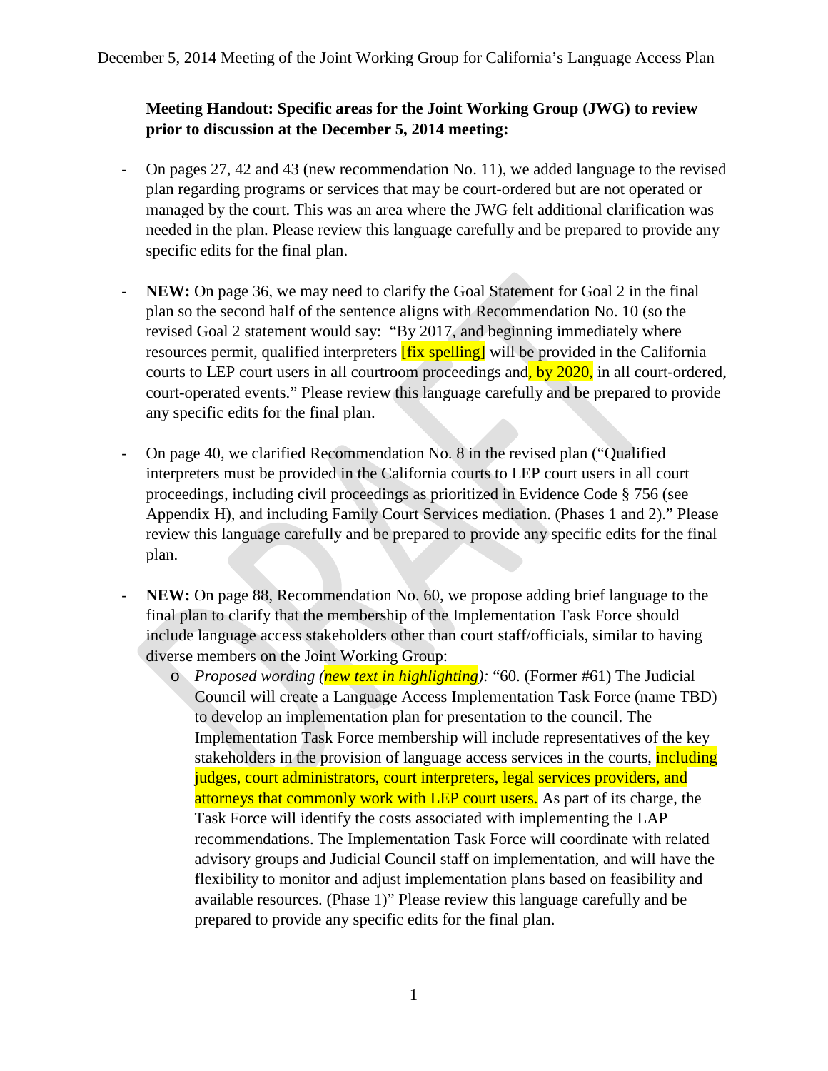**Meeting Handout: Specific areas for the Joint Working Group (JWG) to review prior to discussion at the December 5, 2014 meeting:**

- On pages 27, 42 and 43 (new recommendation No. 11), we added language to the revised plan regarding programs or services that may be court-ordered but are not operated or managed by the court. This was an area where the JWG felt additional clarification was needed in the plan. Please review this language carefully and be prepared to provide any specific edits for the final plan.

- **NEW:** On page 36, we may need to clarify the Goal Statement for Goal 2 in the final plan so the second half of the sentence aligns with Recommendation No. 10 (so the revised Goal 2 statement would say: "By 2017, and beginning immediately where resources permit, qualified interpreters [fix spelling] will be provided in the California courts to LEP court users in all courtroom proceedings and, by 2020, in all court-ordered, court-operated events." Please review this language carefully and be prepared to provide any specific edits for the final plan.

- On page 40, we clarified Recommendation No. 8 in the revised plan ("Qualified interpreters must be provided in the California courts to LEP court users in all court proceedings, including civil proceedings as prioritized in Evidence Code § 756 (see Appendix H), and including Family Court Services mediation. (Phases 1 and 2)." Please review this language carefully and be prepared to provide any specific edits for the final plan.

- **NEW:** On page 88, Recommendation No. 60, we propose adding brief language to the final plan to clarify that the membership of the Implementation Task Force should include language access stakeholders other than court staff/officials, similar to having diverse members on the Joint Working Group:
  - *Proposed wording (new text in highlighting):* "60. (Former #61) The Judicial Council will create a Language Access Implementation Task Force (name TBD) to develop an implementation plan for presentation to the council. The Implementation Task Force membership will include representatives of the key stakeholders in the provision of language access services in the courts, including judges, court administrators, court interpreters, legal services providers, and attorneys that commonly work with LEP court users. As part of its charge, the Task Force will identify the costs associated with implementing the LAP recommendations. The Implementation Task Force will coordinate with related advisory groups and Judicial Council staff on implementation, and will have the flexibility to monitor and adjust implementation plans based on feasibility and available resources. (Phase 1)" Please review this language carefully and be prepared to provide any specific edits for the final plan.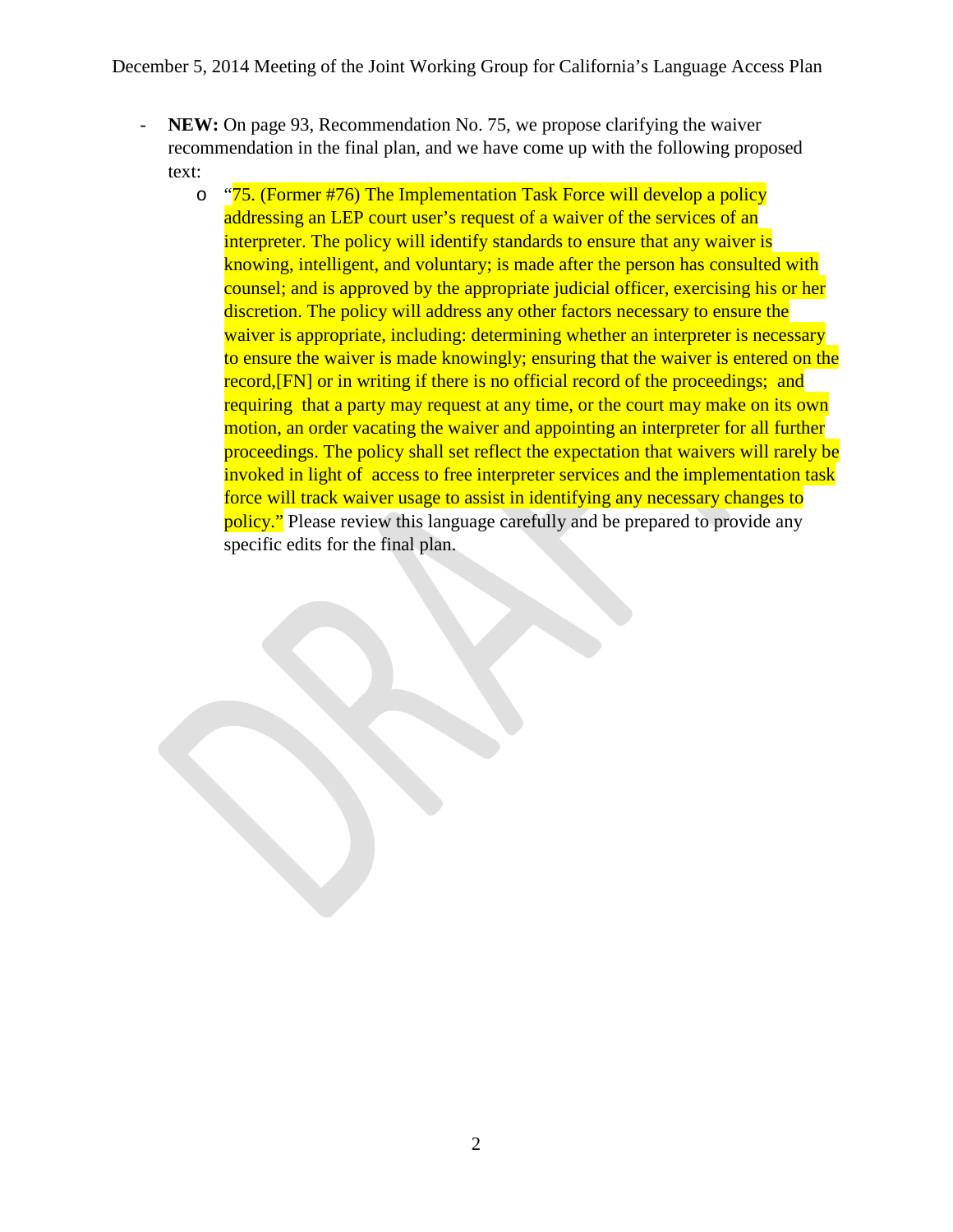- **NEW:** On page 93, Recommendation No. 75, we propose clarifying the waiver recommendation in the final plan, and we have come up with the following proposed text:
  - "75. (Former #76) The Implementation Task Force will develop a policy addressing an LEP court user's request of a waiver of the services of an interpreter. The policy will identify standards to ensure that any waiver is knowing, intelligent, and voluntary; is made after the person has consulted with counsel; and is approved by the appropriate judicial officer, exercising his or her discretion. The policy will address any other factors necessary to ensure the waiver is appropriate, including: determining whether an interpreter is necessary to ensure the waiver is made knowingly; ensuring that the waiver is entered on the record,[FN] or in writing if there is no official record of the proceedings; and requiring that a party may request at any time, or the court may make on its own motion, an order vacating the waiver and appointing an interpreter for all further proceedings. The policy shall set reflect the expectation that waivers will rarely be invoked in light of access to free interpreter services and the implementation task force will track waiver usage to assist in identifying any necessary changes to policy." Please review this language carefully and be prepared to provide any specific edits for the final plan.